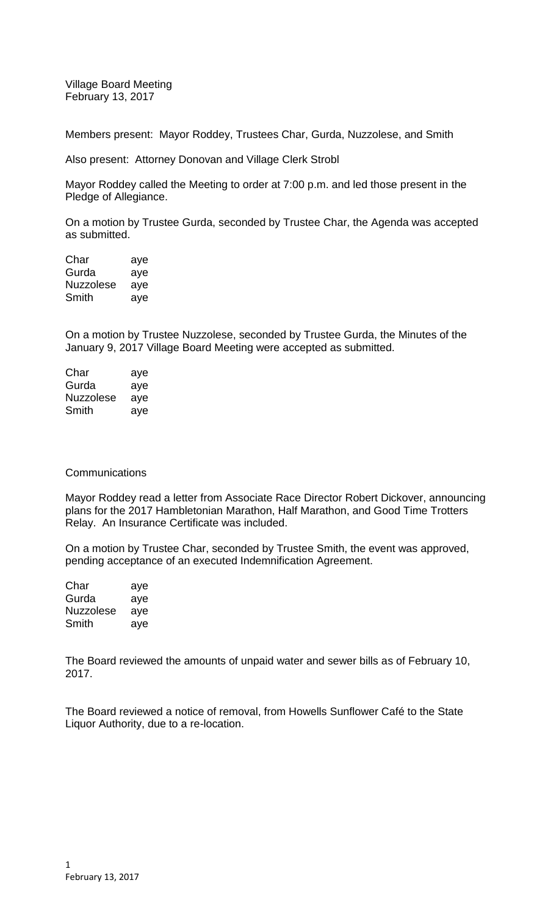Village Board Meeting
February 13, 2017

Members present: Mayor Roddey, Trustees Char, Gurda, Nuzzolese, and Smith

Also present: Attorney Donovan and Village Clerk Strobl

Mayor Roddey called the Meeting to order at 7:00 p.m. and led those present in the Pledge of Allegiance.

On a motion by Trustee Gurda, seconded by Trustee Char, the Agenda was accepted as submitted.

| | |
|---|---|
| Char | aye |
| Gurda | aye |
| Nuzzolese | aye |
| Smith | aye |

On a motion by Trustee Nuzzolese, seconded by Trustee Gurda, the Minutes of the January 9, 2017 Village Board Meeting were accepted as submitted.

| | |
|---|---|
| Char | aye |
| Gurda | aye |
| Nuzzolese | aye |
| Smith | aye |

Communications

Mayor Roddey read a letter from Associate Race Director Robert Dickover, announcing plans for the 2017 Hambletonian Marathon, Half Marathon, and Good Time Trotters Relay. An Insurance Certificate was included.

On a motion by Trustee Char, seconded by Trustee Smith, the event was approved, pending acceptance of an executed Indemnification Agreement.

| | |
|---|---|
| Char | aye |
| Gurda | aye |
| Nuzzolese | aye |
| Smith | aye |

The Board reviewed the amounts of unpaid water and sewer bills as of February 10, 2017.

The Board reviewed a notice of removal, from Howells Sunflower Café to the State Liquor Authority, due to a re-location.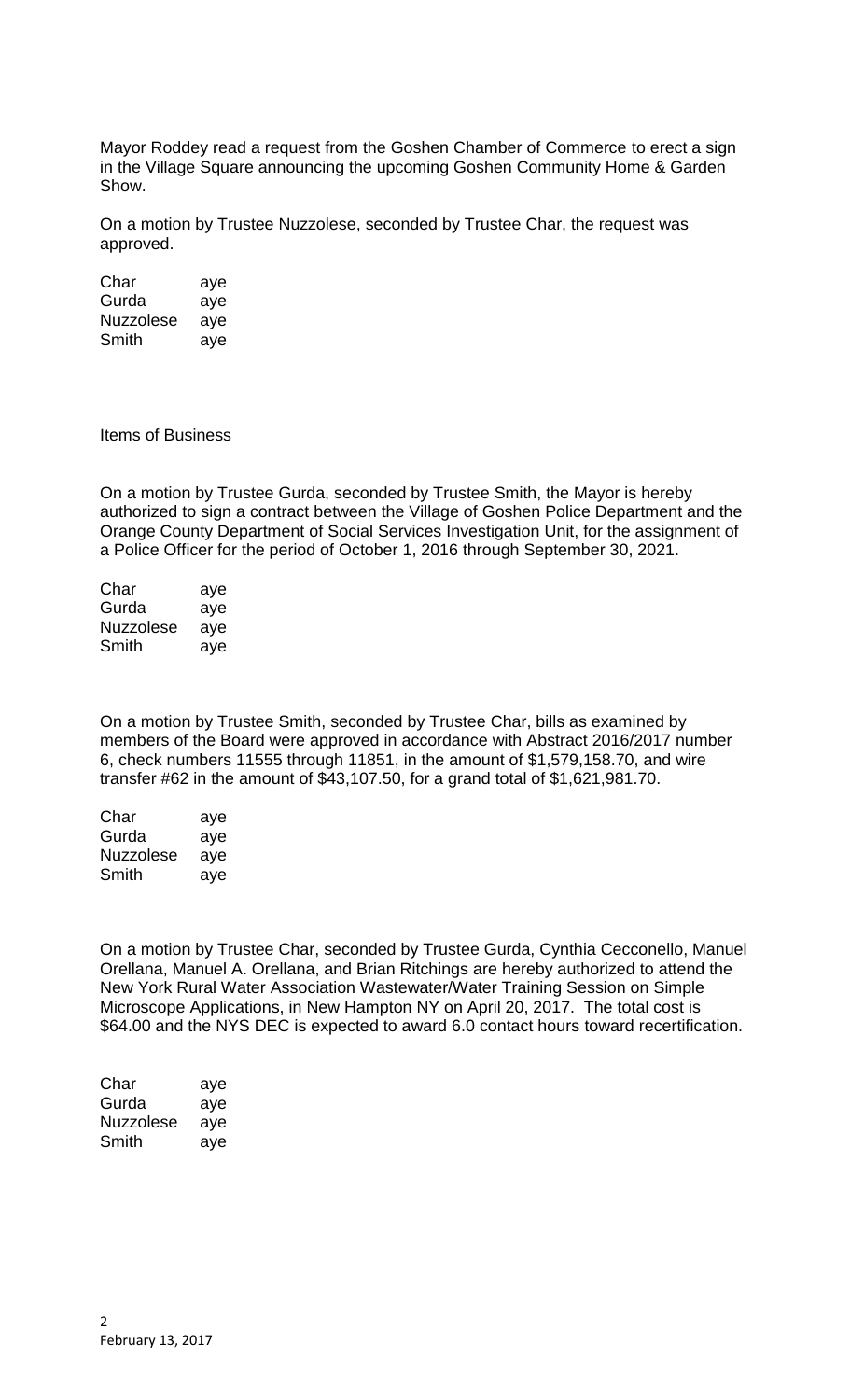Mayor Roddey read a request from the Goshen Chamber of Commerce to erect a sign in the Village Square announcing the upcoming Goshen Community Home & Garden Show.

On a motion by Trustee Nuzzolese, seconded by Trustee Char, the request was approved.

| Char | aye |
|---|---|
| Gurda | aye |
| Nuzzolese | aye |
| Smith | aye |

Items of Business

On a motion by Trustee Gurda, seconded by Trustee Smith, the Mayor is hereby authorized to sign a contract between the Village of Goshen Police Department and the Orange County Department of Social Services Investigation Unit, for the assignment of a Police Officer for the period of October 1, 2016 through September 30, 2021.

| Char | aye |
|---|---|
| Gurda | aye |
| Nuzzolese | aye |
| Smith | aye |

On a motion by Trustee Smith, seconded by Trustee Char, bills as examined by members of the Board were approved in accordance with Abstract 2016/2017 number 6, check numbers 11555 through 11851, in the amount of $1,579,158.70, and wire transfer #62 in the amount of $43,107.50, for a grand total of $1,621,981.70.

| Char | aye |
|---|---|
| Gurda | aye |
| Nuzzolese | aye |
| Smith | aye |

On a motion by Trustee Char, seconded by Trustee Gurda, Cynthia Cecconello, Manuel Orellana, Manuel A. Orellana, and Brian Ritchings are hereby authorized to attend the New York Rural Water Association Wastewater/Water Training Session on Simple Microscope Applications, in New Hampton NY on April 20, 2017. The total cost is $64.00 and the NYS DEC is expected to award 6.0 contact hours toward recertification.

| Char | aye |
|---|---|
| Gurda | aye |
| Nuzzolese | aye |
| Smith | aye |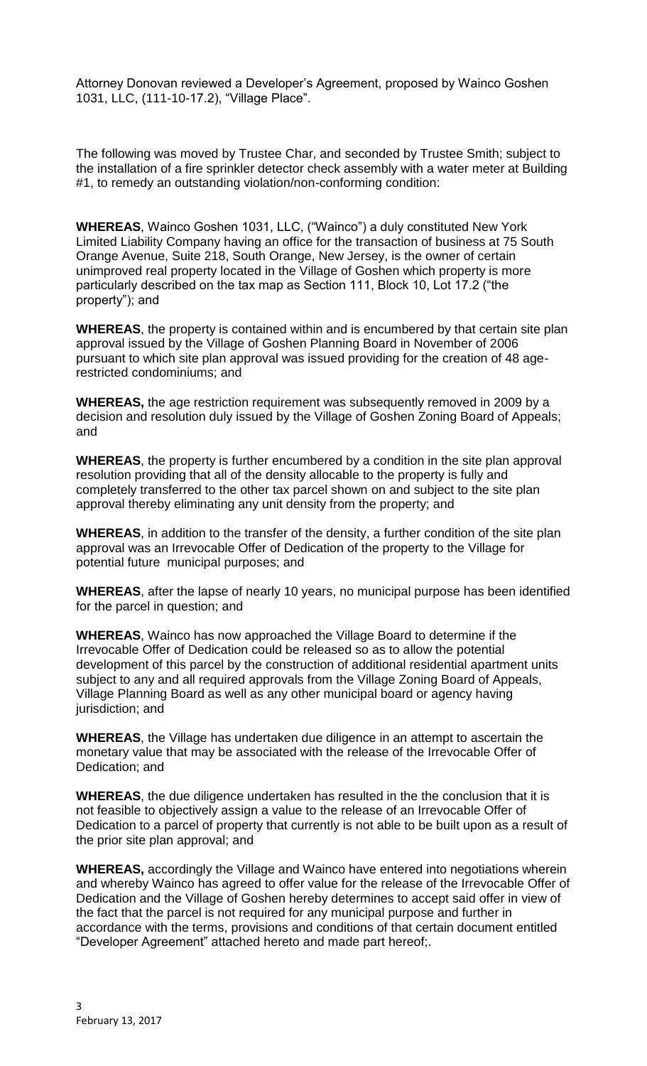Attorney Donovan reviewed a Developer's Agreement, proposed by Wainco Goshen 1031, LLC, (111-10-17.2), "Village Place".

The following was moved by Trustee Char, and seconded by Trustee Smith; subject to the installation of a fire sprinkler detector check assembly with a water meter at Building #1, to remedy an outstanding violation/non-conforming condition:

**WHEREAS**, Wainco Goshen 1031, LLC, ("Wainco") a duly constituted New York Limited Liability Company having an office for the transaction of business at 75 South Orange Avenue, Suite 218, South Orange, New Jersey, is the owner of certain unimproved real property located in the Village of Goshen which property is more particularly described on the tax map as Section 111, Block 10, Lot 17.2 ("the property"); and

**WHEREAS**, the property is contained within and is encumbered by that certain site plan approval issued by the Village of Goshen Planning Board in November of 2006 pursuant to which site plan approval was issued providing for the creation of 48 age-restricted condominiums; and

**WHEREAS,** the age restriction requirement was subsequently removed in 2009 by a decision and resolution duly issued by the Village of Goshen Zoning Board of Appeals; and

**WHEREAS**, the property is further encumbered by a condition in the site plan approval resolution providing that all of the density allocable to the property is fully and completely transferred to the other tax parcel shown on and subject to the site plan approval thereby eliminating any unit density from the property; and

**WHEREAS**, in addition to the transfer of the density, a further condition of the site plan approval was an Irrevocable Offer of Dedication of the property to the Village for potential future municipal purposes; and

**WHEREAS**, after the lapse of nearly 10 years, no municipal purpose has been identified for the parcel in question; and

**WHEREAS**, Wainco has now approached the Village Board to determine if the Irrevocable Offer of Dedication could be released so as to allow the potential development of this parcel by the construction of additional residential apartment units subject to any and all required approvals from the Village Zoning Board of Appeals, Village Planning Board as well as any other municipal board or agency having jurisdiction; and

**WHEREAS**, the Village has undertaken due diligence in an attempt to ascertain the monetary value that may be associated with the release of the Irrevocable Offer of Dedication; and

**WHEREAS**, the due diligence undertaken has resulted in the the conclusion that it is not feasible to objectively assign a value to the release of an Irrevocable Offer of Dedication to a parcel of property that currently is not able to be built upon as a result of the prior site plan approval; and

**WHEREAS,** accordingly the Village and Wainco have entered into negotiations wherein and whereby Wainco has agreed to offer value for the release of the Irrevocable Offer of Dedication and the Village of Goshen hereby determines to accept said offer in view of the fact that the parcel is not required for any municipal purpose and further in accordance with the terms, provisions and conditions of that certain document entitled "Developer Agreement" attached hereto and made part hereof;.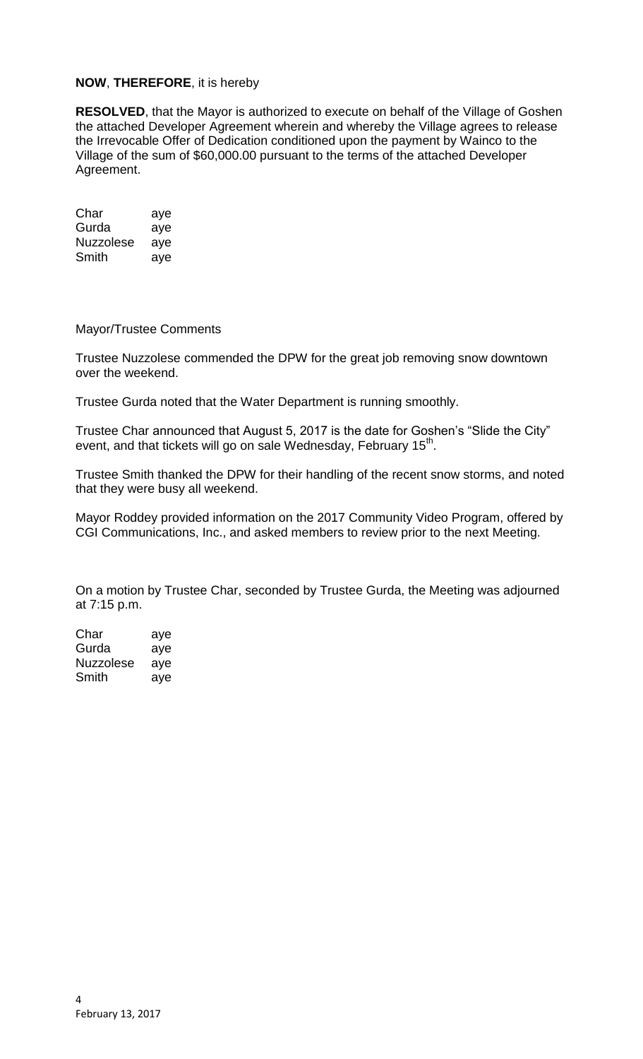**NOW**, **THEREFORE**, it is hereby

**RESOLVED**, that the Mayor is authorized to execute on behalf of the Village of Goshen the attached Developer Agreement wherein and whereby the Village agrees to release the Irrevocable Offer of Dedication conditioned upon the payment by Wainco to the Village of the sum of $60,000.00 pursuant to the terms of the attached Developer Agreement.

| | |
|---|---|
| Char | aye |
| Gurda | aye |
| Nuzzolese | aye |
| Smith | aye |

Mayor/Trustee Comments

Trustee Nuzzolese commended the DPW for the great job removing snow downtown over the weekend.

Trustee Gurda noted that the Water Department is running smoothly.

Trustee Char announced that August 5, 2017 is the date for Goshen's "Slide the City" event, and that tickets will go on sale Wednesday, February 15th.

Trustee Smith thanked the DPW for their handling of the recent snow storms, and noted that they were busy all weekend.

Mayor Roddey provided information on the 2017 Community Video Program, offered by CGI Communications, Inc., and asked members to review prior to the next Meeting.

On a motion by Trustee Char, seconded by Trustee Gurda, the Meeting was adjourned at 7:15 p.m.

| | |
|---|---|
| Char | aye |
| Gurda | aye |
| Nuzzolese | aye |
| Smith | aye |